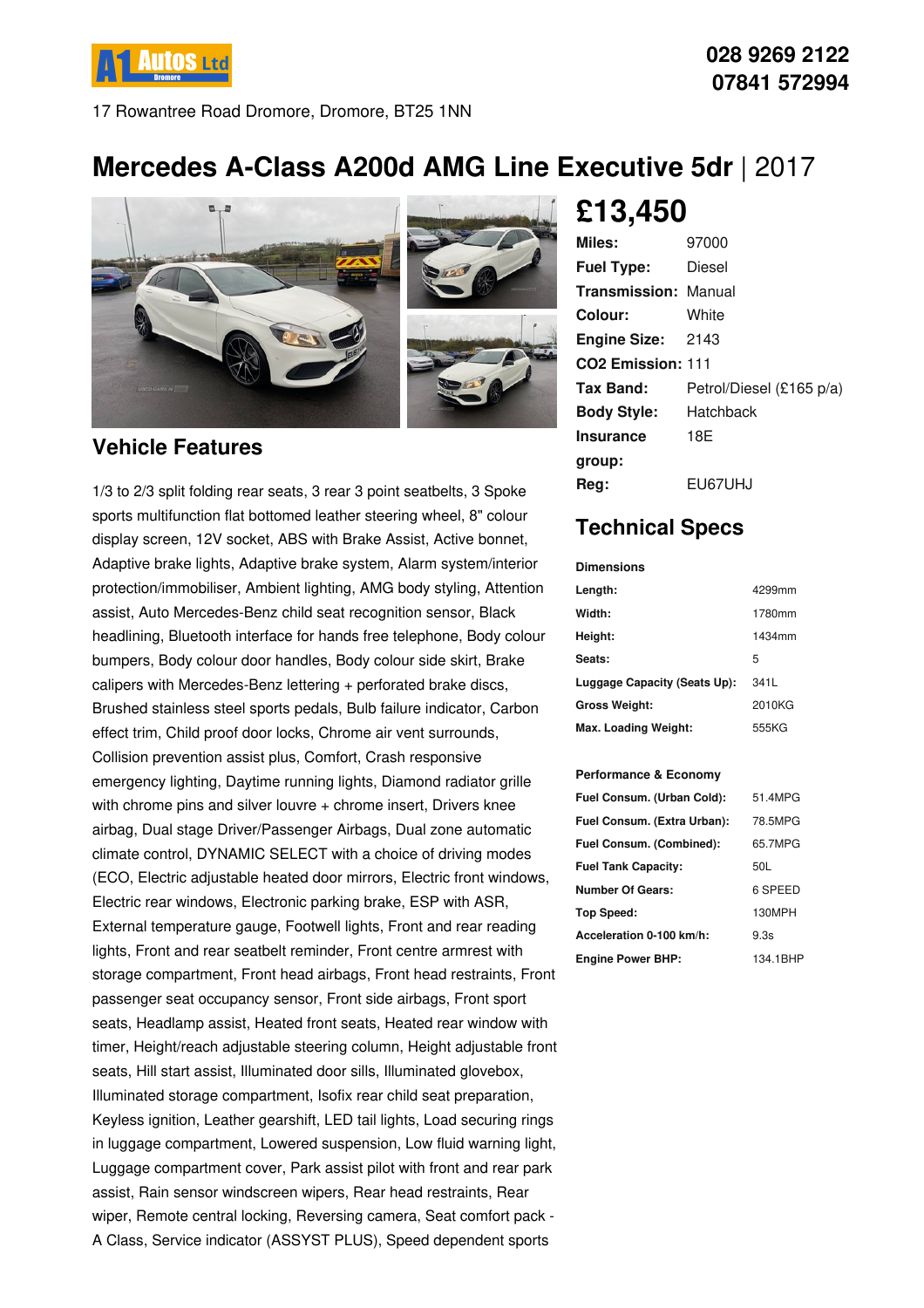A1 Autos Ltd Dromore

**028 9269 2122**
**07841 572994**

17 Rowantree Road Dromore, Dromore, BT25 1NN

# Mercedes A-Class A200d AMG Line Executive 5dr | 2017

## £13,450

| | |
|---|---|
| **Miles:** | 97000 |
| **Fuel Type:** | Diesel |
| **Transmission:** | Manual |
| **Colour:** | White |
| **Engine Size:** | 2143 |
| **CO2 Emission:** | 111 |
| **Tax Band:** | Petrol/Diesel (£165 p/a) |
| **Body Style:** | Hatchback |
| **Insurance group:** | 18E |
| **Reg:** | EU67UHJ |

## Vehicle Features

1/3 to 2/3 split folding rear seats, 3 rear 3 point seatbelts, 3 Spoke sports multifunction flat bottomed leather steering wheel, 8" colour display screen, 12V socket, ABS with Brake Assist, Active bonnet, Adaptive brake lights, Adaptive brake system, Alarm system/interior protection/immobiliser, Ambient lighting, AMG body styling, Attention assist, Auto Mercedes-Benz child seat recognition sensor, Black headlining, Bluetooth interface for hands free telephone, Body colour bumpers, Body colour door handles, Body colour side skirt, Brake calipers with Mercedes-Benz lettering + perforated brake discs, Brushed stainless steel sports pedals, Bulb failure indicator, Carbon effect trim, Child proof door locks, Chrome air vent surrounds, Collision prevention assist plus, Comfort, Crash responsive emergency lighting, Daytime running lights, Diamond radiator grille with chrome pins and silver louvre + chrome insert, Drivers knee airbag, Dual stage Driver/Passenger Airbags, Dual zone automatic climate control, DYNAMIC SELECT with a choice of driving modes (ECO, Electric adjustable heated door mirrors, Electric front windows, Electric rear windows, Electronic parking brake, ESP with ASR, External temperature gauge, Footwell lights, Front and rear reading lights, Front and rear seatbelt reminder, Front centre armrest with storage compartment, Front head airbags, Front head restraints, Front passenger seat occupancy sensor, Front side airbags, Front sport seats, Headlamp assist, Heated front seats, Heated rear window with timer, Height/reach adjustable steering column, Height adjustable front seats, Hill start assist, Illuminated door sills, Illuminated glovebox, Illuminated storage compartment, Isofix rear child seat preparation, Keyless ignition, Leather gearshift, LED tail lights, Load securing rings in luggage compartment, Lowered suspension, Low fluid warning light, Luggage compartment cover, Park assist pilot with front and rear park assist, Rain sensor windscreen wipers, Rear head restraints, Rear wiper, Remote central locking, Reversing camera, Seat comfort pack - A Class, Service indicator (ASSYST PLUS), Speed dependent sports

## Technical Specs

**Dimensions**

| | |
|---|---|
| **Length:** | 4299mm |
| **Width:** | 1780mm |
| **Height:** | 1434mm |
| **Seats:** | 5 |
| **Luggage Capacity (Seats Up):** | 341L |
| **Gross Weight:** | 2010KG |
| **Max. Loading Weight:** | 555KG |

**Performance & Economy**

| | |
|---|---|
| **Fuel Consum. (Urban Cold):** | 51.4MPG |
| **Fuel Consum. (Extra Urban):** | 78.5MPG |
| **Fuel Consum. (Combined):** | 65.7MPG |
| **Fuel Tank Capacity:** | 50L |
| **Number Of Gears:** | 6 SPEED |
| **Top Speed:** | 130MPH |
| **Acceleration 0-100 km/h:** | 9.3s |
| **Engine Power BHP:** | 134.1BHP |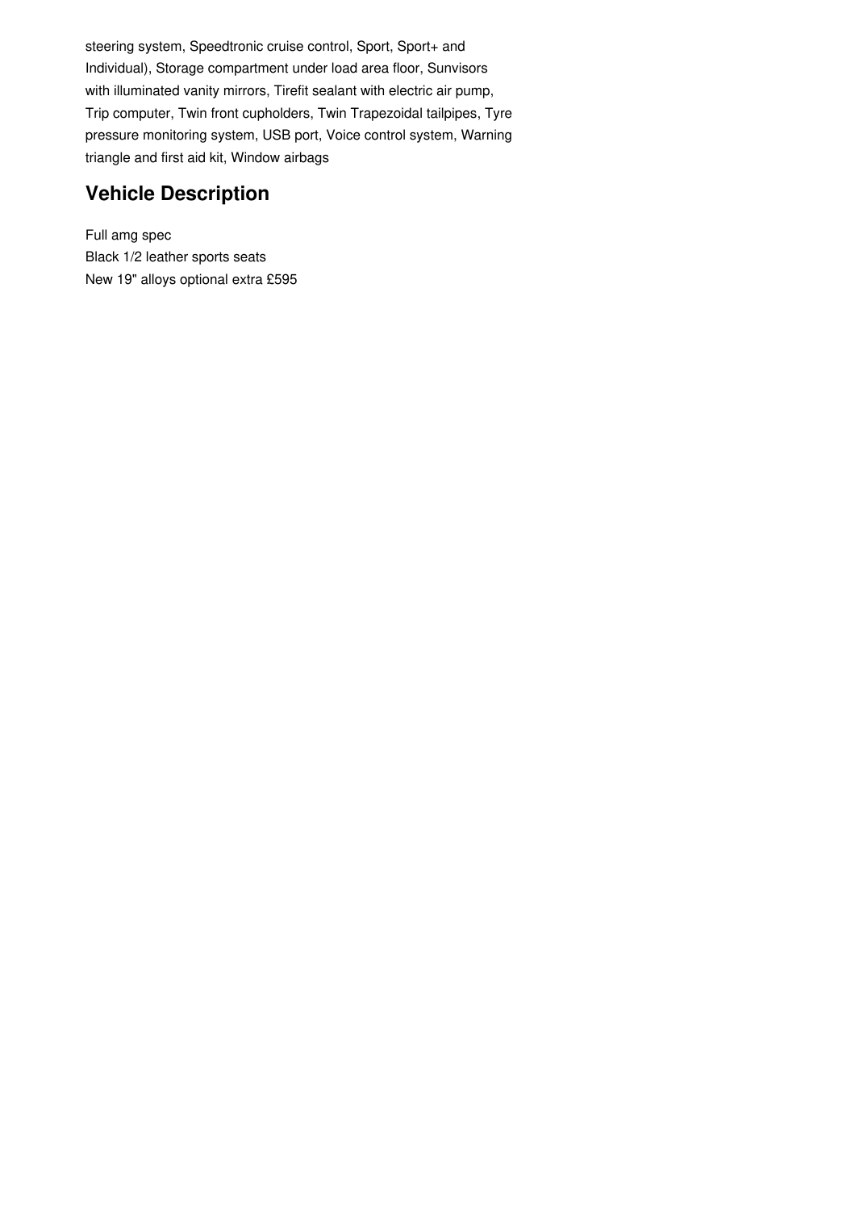steering system, Speedtronic cruise control, Sport, Sport+ and Individual), Storage compartment under load area floor, Sunvisors with illuminated vanity mirrors, Tirefit sealant with electric air pump, Trip computer, Twin front cupholders, Twin Trapezoidal tailpipes, Tyre pressure monitoring system, USB port, Voice control system, Warning triangle and first aid kit, Window airbags

## Vehicle Description

Full amg spec
Black 1/2 leather sports seats
New 19" alloys optional extra £595